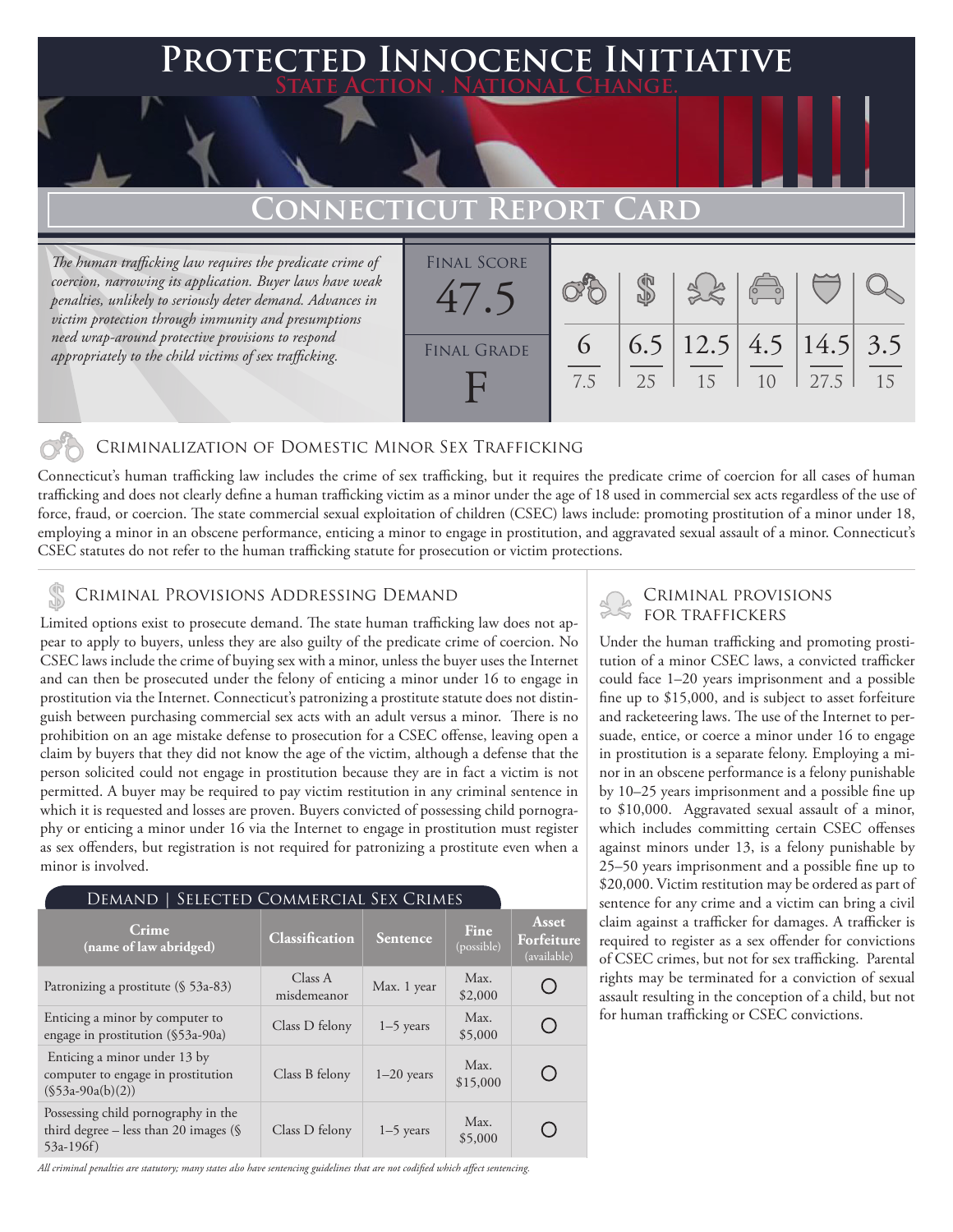# Protected Innocence Initiative

State Action . National Change.

## Connecticut Report Card

*The human trafficking law requires the predicate crime of coercion, narrowing its application. Buyer laws have weak penalties, unlikely to seriously deter demand. Advances in victim protection through immunity and presumptions need wrap-around protective provisions to respond appropriately to the child victims of sex trafficking.*

Final Score
47.5

Final Grade
F

| | | | | | |
|---|---|---|---|---|---|
| 6 | 6.5 | 12.5 | 4.5 | 14.5 | 3.5 |
| 7.5 | 25 | 15 | 10 | 27.5 | 15 |

### Criminalization of Domestic Minor Sex Trafficking

Connecticut's human trafficking law includes the crime of sex trafficking, but it requires the predicate crime of coercion for all cases of human trafficking and does not clearly define a human trafficking victim as a minor under the age of 18 used in commercial sex acts regardless of the use of force, fraud, or coercion. The state commercial sexual exploitation of children (CSEC) laws include: promoting prostitution of a minor under 18, employing a minor in an obscene performance, enticing a minor to engage in prostitution, and aggravated sexual assault of a minor. Connecticut's CSEC statutes do not refer to the human trafficking statute for prosecution or victim protections.

### Criminal Provisions Addressing Demand

Limited options exist to prosecute demand. The state human trafficking law does not appear to apply to buyers, unless they are also guilty of the predicate crime of coercion. No CSEC laws include the crime of buying sex with a minor, unless the buyer uses the Internet and can then be prosecuted under the felony of enticing a minor under 16 to engage in prostitution via the Internet. Connecticut's patronizing a prostitute statute does not distinguish between purchasing commercial sex acts with an adult versus a minor. There is no prohibition on an age mistake defense to prosecution for a CSEC offense, leaving open a claim by buyers that they did not know the age of the victim, although a defense that the person solicited could not engage in prostitution because they are in fact a victim is not permitted. A buyer may be required to pay victim restitution in any criminal sentence in which it is requested and losses are proven. Buyers convicted of possessing child pornography or enticing a minor under 16 via the Internet to engage in prostitution must register as sex offenders, but registration is not required for patronizing a prostitute even when a minor is involved.

#### Demand | Selected Commercial Sex Crimes

| Crime (name of law abridged) | Classification | Sentence | Fine (possible) | Asset Forfeiture (available) |
|---|---|---|---|---|
| Patronizing a prostitute (§ 53a-83) | Class A misdemeanor | Max. 1 year | Max. $2,000 | ○ |
| Enticing a minor by computer to engage in prostitution (§53a-90a) | Class D felony | 1–5 years | Max. $5,000 | ○ |
| Enticing a minor under 13 by computer to engage in prostitution (§53a-90a(b)(2)) | Class B felony | 1–20 years | Max. $15,000 | ○ |
| Possessing child pornography in the third degree – less than 20 images (§ 53a-196f) | Class D felony | 1–5 years | Max. $5,000 | ○ |

*All criminal penalties are statutory; many states also have sentencing guidelines that are not codified which affect sentencing.*

### Criminal provisions for Traffickers

Under the human trafficking and promoting prostitution of a minor CSEC laws, a convicted trafficker could face 1–20 years imprisonment and a possible fine up to $15,000, and is subject to asset forfeiture and racketeering laws. The use of the Internet to persuade, entice, or coerce a minor under 16 to engage in prostitution is a separate felony. Employing a minor in an obscene performance is a felony punishable by 10–25 years imprisonment and a possible fine up to $10,000. Aggravated sexual assault of a minor, which includes committing certain CSEC offenses against minors under 13, is a felony punishable by 25–50 years imprisonment and a possible fine up to $20,000. Victim restitution may be ordered as part of sentence for any crime and a victim can bring a civil claim against a trafficker for damages. A trafficker is required to register as a sex offender for convictions of CSEC crimes, but not for sex trafficking. Parental rights may be terminated for a conviction of sexual assault resulting in the conception of a child, but not for human trafficking or CSEC convictions.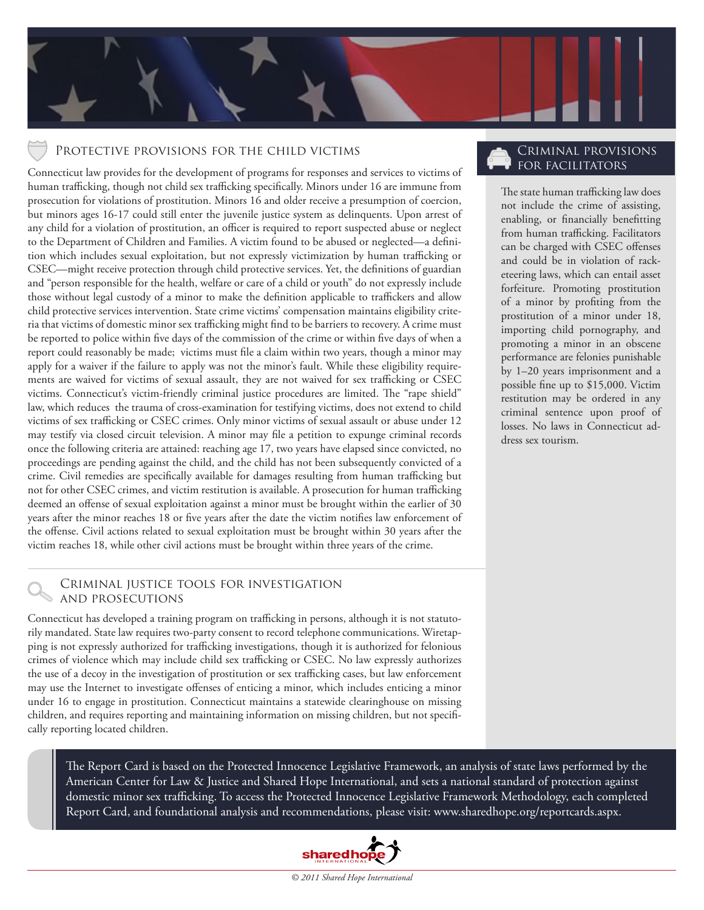## Protective provisions for the child victims

Connecticut law provides for the development of programs for responses and services to victims of human trafficking, though not child sex trafficking specifically. Minors under 16 are immune from prosecution for violations of prostitution. Minors 16 and older receive a presumption of coercion, but minors ages 16-17 could still enter the juvenile justice system as delinquents. Upon arrest of any child for a violation of prostitution, an officer is required to report suspected abuse or neglect to the Department of Children and Families. A victim found to be abused or neglected—a definition which includes sexual exploitation, but not expressly victimization by human trafficking or CSEC—might receive protection through child protective services. Yet, the definitions of guardian and "person responsible for the health, welfare or care of a child or youth" do not expressly include those without legal custody of a minor to make the definition applicable to traffickers and allow child protective services intervention. State crime victims' compensation maintains eligibility criteria that victims of domestic minor sex trafficking might find to be barriers to recovery. A crime must be reported to police within five days of the commission of the crime or within five days of when a report could reasonably be made; victims must file a claim within two years, though a minor may apply for a waiver if the failure to apply was not the minor's fault. While these eligibility requirements are waived for victims of sexual assault, they are not waived for sex trafficking or CSEC victims. Connecticut's victim-friendly criminal justice procedures are limited. The "rape shield" law, which reduces the trauma of cross-examination for testifying victims, does not extend to child victims of sex trafficking or CSEC crimes. Only minor victims of sexual assault or abuse under 12 may testify via closed circuit television. A minor may file a petition to expunge criminal records once the following criteria are attained: reaching age 17, two years have elapsed since convicted, no proceedings are pending against the child, and the child has not been subsequently convicted of a crime. Civil remedies are specifically available for damages resulting from human trafficking but not for other CSEC crimes, and victim restitution is available. A prosecution for human trafficking deemed an offense of sexual exploitation against a minor must be brought within the earlier of 30 years after the minor reaches 18 or five years after the date the victim notifies law enforcement of the offense. Civil actions related to sexual exploitation must be brought within 30 years after the victim reaches 18, while other civil actions must be brought within three years of the crime.

## Criminal justice tools for investigation and prosecutions

Connecticut has developed a training program on trafficking in persons, although it is not statutorily mandated. State law requires two-party consent to record telephone communications. Wiretapping is not expressly authorized for trafficking investigations, though it is authorized for felonious crimes of violence which may include child sex trafficking or CSEC. No law expressly authorizes the use of a decoy in the investigation of prostitution or sex trafficking cases, but law enforcement may use the Internet to investigate offenses of enticing a minor, which includes enticing a minor under 16 to engage in prostitution. Connecticut maintains a statewide clearinghouse on missing children, and requires reporting and maintaining information on missing children, but not specifically reporting located children.

## Criminal provisions for facilitators

The state human trafficking law does not include the crime of assisting, enabling, or financially benefitting from human trafficking. Facilitators can be charged with CSEC offenses and could be in violation of racketeering laws, which can entail asset forfeiture. Promoting prostitution of a minor by profiting from the prostitution of a minor under 18, importing child pornography, and promoting a minor in an obscene performance are felonies punishable by 1–20 years imprisonment and a possible fine up to $15,000. Victim restitution may be ordered in any criminal sentence upon proof of losses. No laws in Connecticut address sex tourism.

The Report Card is based on the Protected Innocence Legislative Framework, an analysis of state laws performed by the American Center for Law & Justice and Shared Hope International, and sets a national standard of protection against domestic minor sex trafficking. To access the Protected Innocence Legislative Framework Methodology, each completed Report Card, and foundational analysis and recommendations, please visit: www.sharedhope.org/reportcards.aspx.

sharedhope INTERNATIONAL

*© 2011 Shared Hope International*